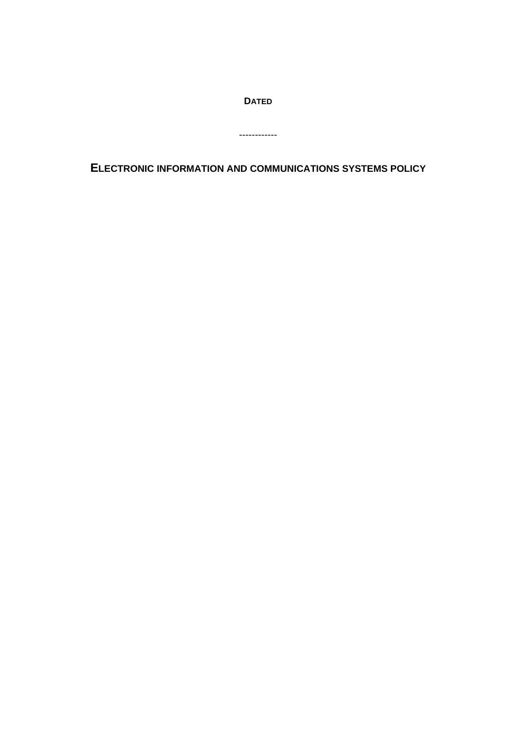**DATED**

------------

# ELECTRONIC INFORMATION AND COMMUNICATIONS SYSTEMS POLICY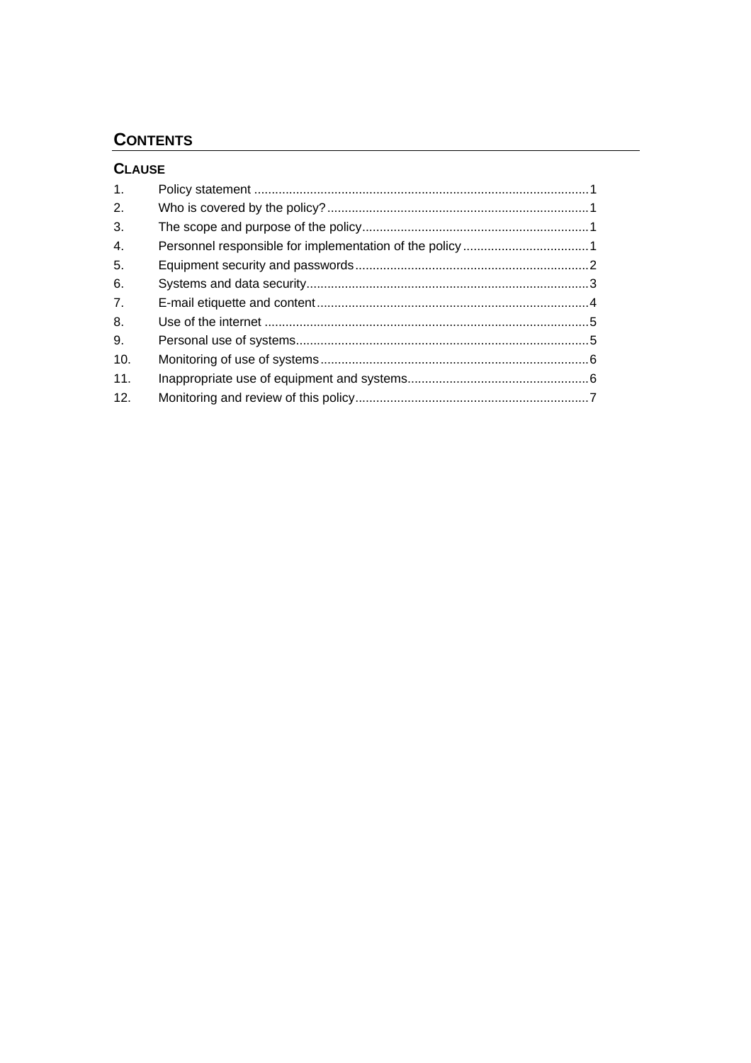## CONTENTS

### CLAUSE

1. Policy statement ............................................................................................... 1
2. Who is covered by the policy? .......................................................................... 1
3. The scope and purpose of the policy ................................................................ 1
4. Personnel responsible for implementation of the policy .................................... 1
5. Equipment security and passwords .................................................................. 2
6. Systems and data security ................................................................................ 3
7. E-mail etiquette and content ............................................................................. 4
8. Use of the internet ............................................................................................ 5
9. Personal use of systems ................................................................................... 5
10. Monitoring of use of systems ............................................................................ 6
11. Inappropriate use of equipment and systems ................................................... 6
12. Monitoring and review of this policy .................................................................. 7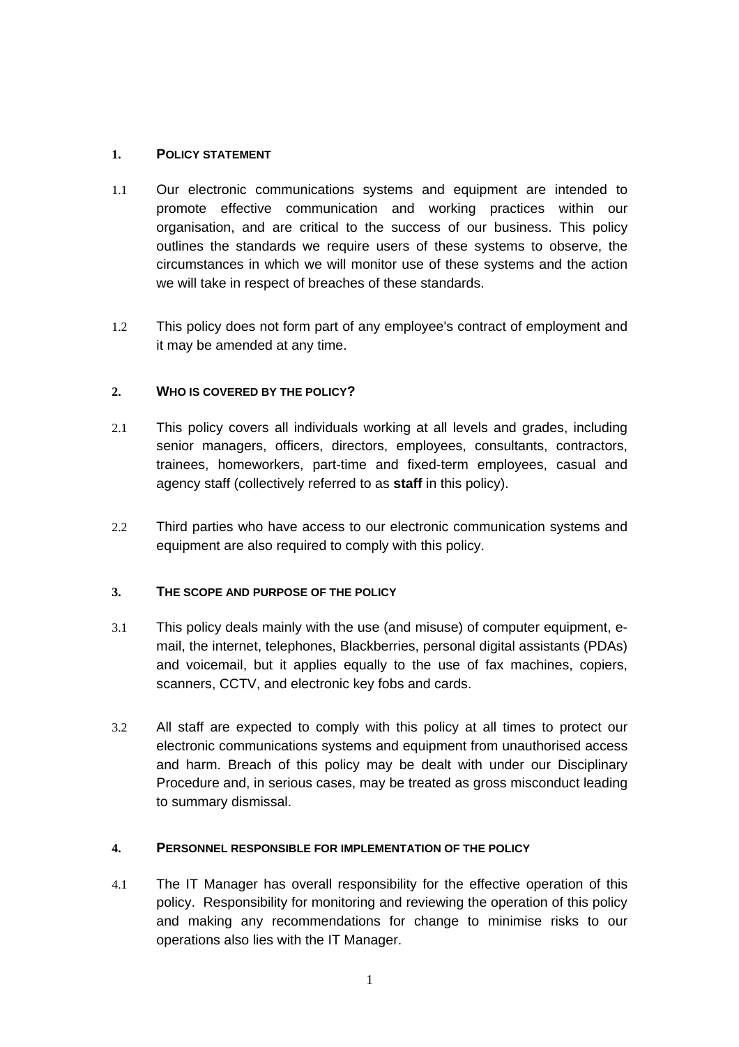## 1. POLICY STATEMENT

1.1 Our electronic communications systems and equipment are intended to promote effective communication and working practices within our organisation, and are critical to the success of our business. This policy outlines the standards we require users of these systems to observe, the circumstances in which we will monitor use of these systems and the action we will take in respect of breaches of these standards.

1.2 This policy does not form part of any employee's contract of employment and it may be amended at any time.

## 2. WHO IS COVERED BY THE POLICY?

2.1 This policy covers all individuals working at all levels and grades, including senior managers, officers, directors, employees, consultants, contractors, trainees, homeworkers, part-time and fixed-term employees, casual and agency staff (collectively referred to as **staff** in this policy).

2.2 Third parties who have access to our electronic communication systems and equipment are also required to comply with this policy.

## 3. THE SCOPE AND PURPOSE OF THE POLICY

3.1 This policy deals mainly with the use (and misuse) of computer equipment, e-mail, the internet, telephones, Blackberries, personal digital assistants (PDAs) and voicemail, but it applies equally to the use of fax machines, copiers, scanners, CCTV, and electronic key fobs and cards.

3.2 All staff are expected to comply with this policy at all times to protect our electronic communications systems and equipment from unauthorised access and harm. Breach of this policy may be dealt with under our Disciplinary Procedure and, in serious cases, may be treated as gross misconduct leading to summary dismissal.

## 4. PERSONNEL RESPONSIBLE FOR IMPLEMENTATION OF THE POLICY

4.1 The IT Manager has overall responsibility for the effective operation of this policy. Responsibility for monitoring and reviewing the operation of this policy and making any recommendations for change to minimise risks to our operations also lies with the IT Manager.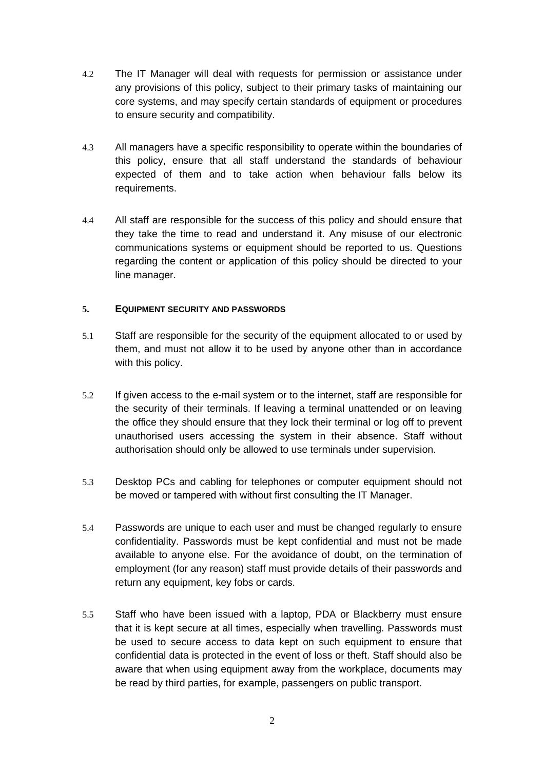4.2 The IT Manager will deal with requests for permission or assistance under any provisions of this policy, subject to their primary tasks of maintaining our core systems, and may specify certain standards of equipment or procedures to ensure security and compatibility.

4.3 All managers have a specific responsibility to operate within the boundaries of this policy, ensure that all staff understand the standards of behaviour expected of them and to take action when behaviour falls below its requirements.

4.4 All staff are responsible for the success of this policy and should ensure that they take the time to read and understand it. Any misuse of our electronic communications systems or equipment should be reported to us. Questions regarding the content or application of this policy should be directed to your line manager.

## 5. EQUIPMENT SECURITY AND PASSWORDS

5.1 Staff are responsible for the security of the equipment allocated to or used by them, and must not allow it to be used by anyone other than in accordance with this policy.

5.2 If given access to the e-mail system or to the internet, staff are responsible for the security of their terminals. If leaving a terminal unattended or on leaving the office they should ensure that they lock their terminal or log off to prevent unauthorised users accessing the system in their absence. Staff without authorisation should only be allowed to use terminals under supervision.

5.3 Desktop PCs and cabling for telephones or computer equipment should not be moved or tampered with without first consulting the IT Manager.

5.4 Passwords are unique to each user and must be changed regularly to ensure confidentiality. Passwords must be kept confidential and must not be made available to anyone else. For the avoidance of doubt, on the termination of employment (for any reason) staff must provide details of their passwords and return any equipment, key fobs or cards.

5.5 Staff who have been issued with a laptop, PDA or Blackberry must ensure that it is kept secure at all times, especially when travelling. Passwords must be used to secure access to data kept on such equipment to ensure that confidential data is protected in the event of loss or theft. Staff should also be aware that when using equipment away from the workplace, documents may be read by third parties, for example, passengers on public transport.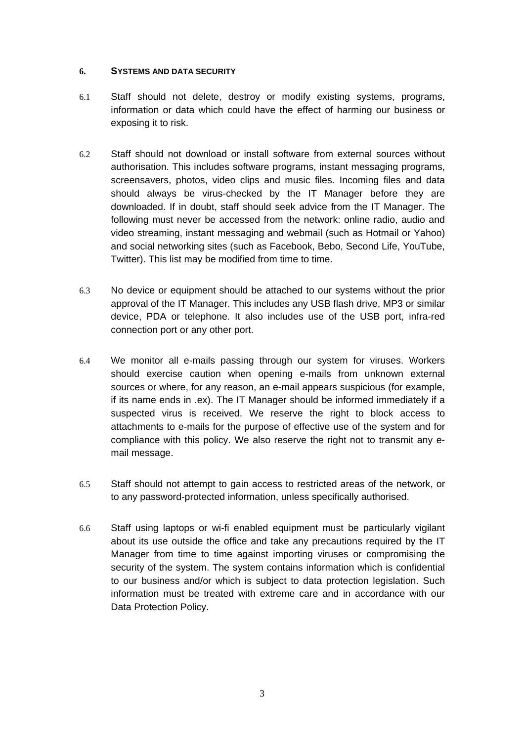## 6. SYSTEMS AND DATA SECURITY

6.1 Staff should not delete, destroy or modify existing systems, programs, information or data which could have the effect of harming our business or exposing it to risk.

6.2 Staff should not download or install software from external sources without authorisation. This includes software programs, instant messaging programs, screensavers, photos, video clips and music files. Incoming files and data should always be virus-checked by the IT Manager before they are downloaded. If in doubt, staff should seek advice from the IT Manager. The following must never be accessed from the network: online radio, audio and video streaming, instant messaging and webmail (such as Hotmail or Yahoo) and social networking sites (such as Facebook, Bebo, Second Life, YouTube, Twitter). This list may be modified from time to time.

6.3 No device or equipment should be attached to our systems without the prior approval of the IT Manager. This includes any USB flash drive, MP3 or similar device, PDA or telephone. It also includes use of the USB port, infra-red connection port or any other port.

6.4 We monitor all e-mails passing through our system for viruses. Workers should exercise caution when opening e-mails from unknown external sources or where, for any reason, an e-mail appears suspicious (for example, if its name ends in .ex). The IT Manager should be informed immediately if a suspected virus is received. We reserve the right to block access to attachments to e-mails for the purpose of effective use of the system and for compliance with this policy. We also reserve the right not to transmit any e-mail message.

6.5 Staff should not attempt to gain access to restricted areas of the network, or to any password-protected information, unless specifically authorised.

6.6 Staff using laptops or wi-fi enabled equipment must be particularly vigilant about its use outside the office and take any precautions required by the IT Manager from time to time against importing viruses or compromising the security of the system. The system contains information which is confidential to our business and/or which is subject to data protection legislation. Such information must be treated with extreme care and in accordance with our Data Protection Policy.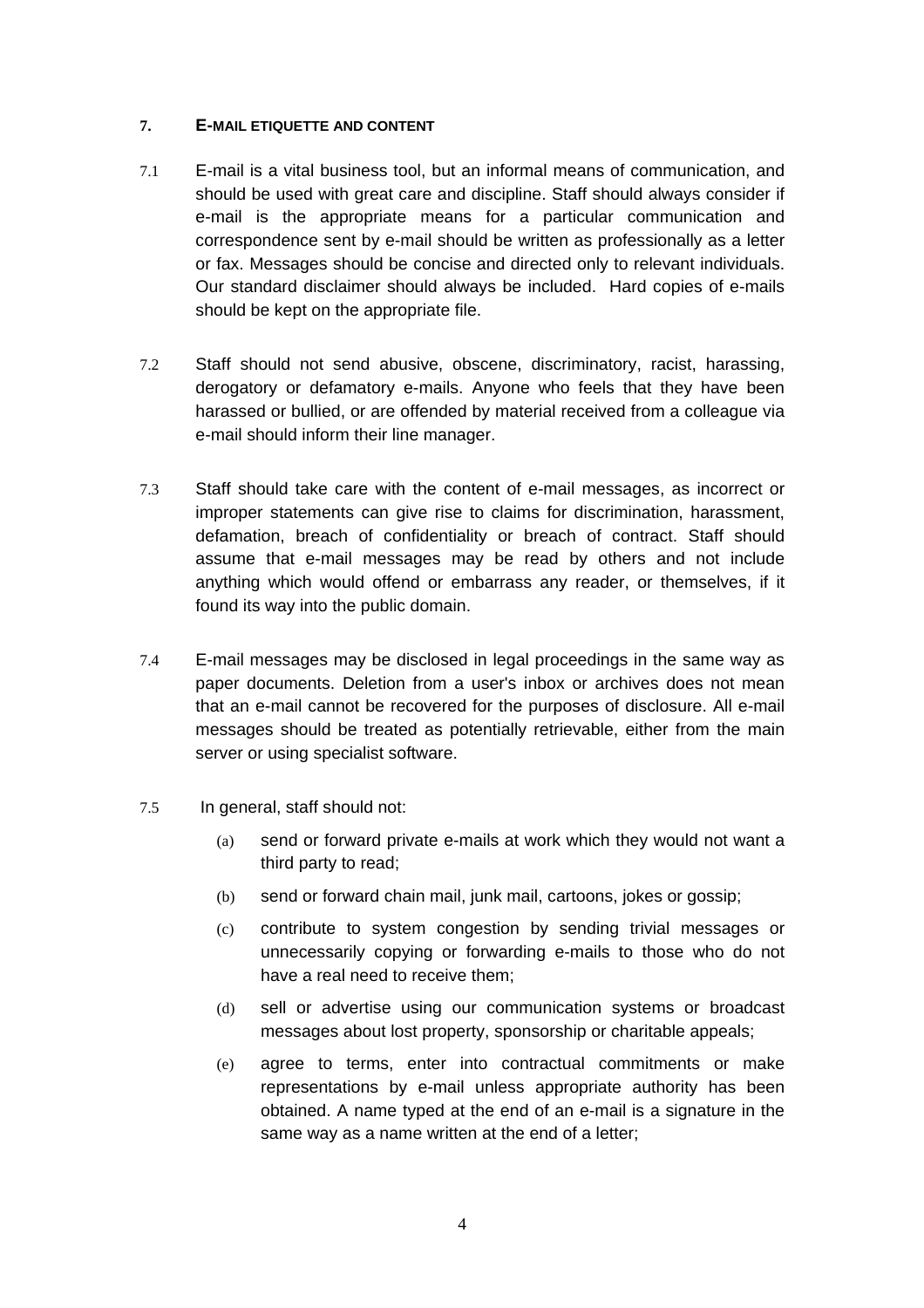## 7. E-MAIL ETIQUETTE AND CONTENT

7.1 E-mail is a vital business tool, but an informal means of communication, and should be used with great care and discipline. Staff should always consider if e-mail is the appropriate means for a particular communication and correspondence sent by e-mail should be written as professionally as a letter or fax. Messages should be concise and directed only to relevant individuals. Our standard disclaimer should always be included. Hard copies of e-mails should be kept on the appropriate file.

7.2 Staff should not send abusive, obscene, discriminatory, racist, harassing, derogatory or defamatory e-mails. Anyone who feels that they have been harassed or bullied, or are offended by material received from a colleague via e-mail should inform their line manager.

7.3 Staff should take care with the content of e-mail messages, as incorrect or improper statements can give rise to claims for discrimination, harassment, defamation, breach of confidentiality or breach of contract. Staff should assume that e-mail messages may be read by others and not include anything which would offend or embarrass any reader, or themselves, if it found its way into the public domain.

7.4 E-mail messages may be disclosed in legal proceedings in the same way as paper documents. Deletion from a user's inbox or archives does not mean that an e-mail cannot be recovered for the purposes of disclosure. All e-mail messages should be treated as potentially retrievable, either from the main server or using specialist software.

7.5 In general, staff should not:

(a) send or forward private e-mails at work which they would not want a third party to read;

(b) send or forward chain mail, junk mail, cartoons, jokes or gossip;

(c) contribute to system congestion by sending trivial messages or unnecessarily copying or forwarding e-mails to those who do not have a real need to receive them;

(d) sell or advertise using our communication systems or broadcast messages about lost property, sponsorship or charitable appeals;

(e) agree to terms, enter into contractual commitments or make representations by e-mail unless appropriate authority has been obtained. A name typed at the end of an e-mail is a signature in the same way as a name written at the end of a letter;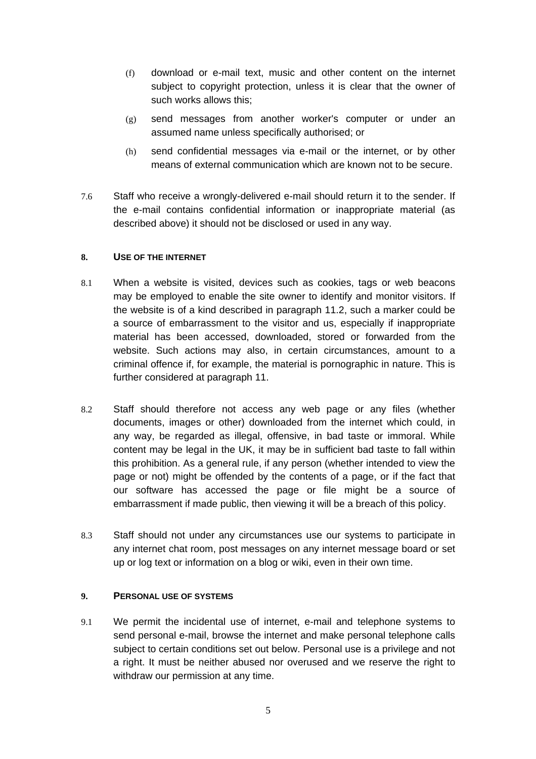(f) download or e-mail text, music and other content on the internet subject to copyright protection, unless it is clear that the owner of such works allows this;

(g) send messages from another worker's computer or under an assumed name unless specifically authorised; or

(h) send confidential messages via e-mail or the internet, or by other means of external communication which are known not to be secure.

7.6 Staff who receive a wrongly-delivered e-mail should return it to the sender. If the e-mail contains confidential information or inappropriate material (as described above) it should not be disclosed or used in any way.

## 8. USE OF THE INTERNET

8.1 When a website is visited, devices such as cookies, tags or web beacons may be employed to enable the site owner to identify and monitor visitors. If the website is of a kind described in paragraph 11.2, such a marker could be a source of embarrassment to the visitor and us, especially if inappropriate material has been accessed, downloaded, stored or forwarded from the website. Such actions may also, in certain circumstances, amount to a criminal offence if, for example, the material is pornographic in nature. This is further considered at paragraph 11.

8.2 Staff should therefore not access any web page or any files (whether documents, images or other) downloaded from the internet which could, in any way, be regarded as illegal, offensive, in bad taste or immoral. While content may be legal in the UK, it may be in sufficient bad taste to fall within this prohibition. As a general rule, if any person (whether intended to view the page or not) might be offended by the contents of a page, or if the fact that our software has accessed the page or file might be a source of embarrassment if made public, then viewing it will be a breach of this policy.

8.3 Staff should not under any circumstances use our systems to participate in any internet chat room, post messages on any internet message board or set up or log text or information on a blog or wiki, even in their own time.

## 9. PERSONAL USE OF SYSTEMS

9.1 We permit the incidental use of internet, e-mail and telephone systems to send personal e-mail, browse the internet and make personal telephone calls subject to certain conditions set out below. Personal use is a privilege and not a right. It must be neither abused nor overused and we reserve the right to withdraw our permission at any time.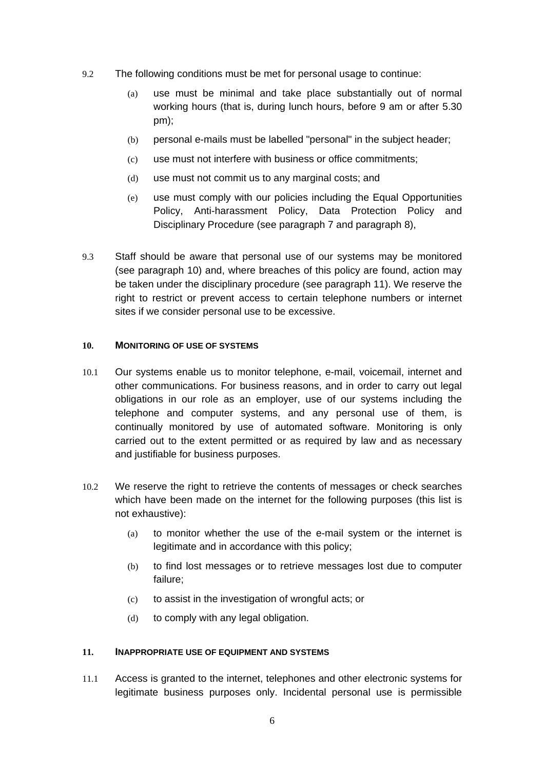9.2 The following conditions must be met for personal usage to continue:

(a) use must be minimal and take place substantially out of normal working hours (that is, during lunch hours, before 9 am or after 5.30 pm);

(b) personal e-mails must be labelled "personal" in the subject header;

(c) use must not interfere with business or office commitments;

(d) use must not commit us to any marginal costs; and

(e) use must comply with our policies including the Equal Opportunities Policy, Anti-harassment Policy, Data Protection Policy and Disciplinary Procedure (see paragraph 7 and paragraph 8),

9.3 Staff should be aware that personal use of our systems may be monitored (see paragraph 10) and, where breaches of this policy are found, action may be taken under the disciplinary procedure (see paragraph 11). We reserve the right to restrict or prevent access to certain telephone numbers or internet sites if we consider personal use to be excessive.

## 10. MONITORING OF USE OF SYSTEMS

10.1 Our systems enable us to monitor telephone, e-mail, voicemail, internet and other communications. For business reasons, and in order to carry out legal obligations in our role as an employer, use of our systems including the telephone and computer systems, and any personal use of them, is continually monitored by use of automated software. Monitoring is only carried out to the extent permitted or as required by law and as necessary and justifiable for business purposes.

10.2 We reserve the right to retrieve the contents of messages or check searches which have been made on the internet for the following purposes (this list is not exhaustive):

(a) to monitor whether the use of the e-mail system or the internet is legitimate and in accordance with this policy;

(b) to find lost messages or to retrieve messages lost due to computer failure;

(c) to assist in the investigation of wrongful acts; or

(d) to comply with any legal obligation.

## 11. INAPPROPRIATE USE OF EQUIPMENT AND SYSTEMS

11.1 Access is granted to the internet, telephones and other electronic systems for legitimate business purposes only. Incidental personal use is permissible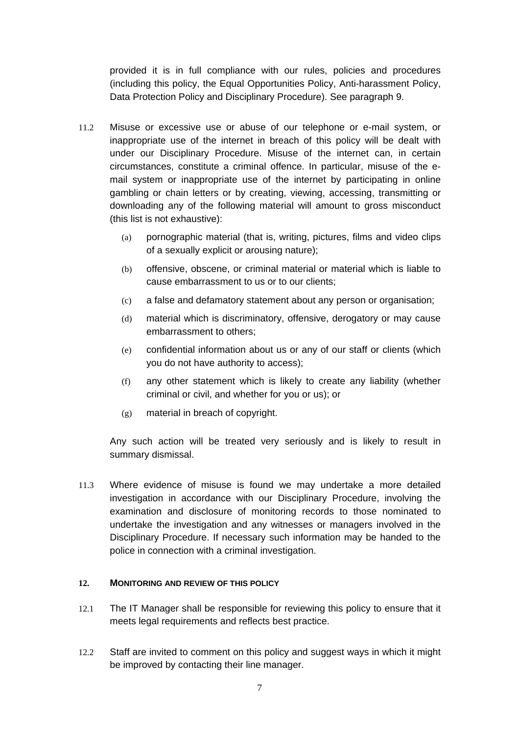provided it is in full compliance with our rules, policies and procedures (including this policy, the Equal Opportunities Policy, Anti-harassment Policy, Data Protection Policy and Disciplinary Procedure). See paragraph 9.

11.2 Misuse or excessive use or abuse of our telephone or e-mail system, or inappropriate use of the internet in breach of this policy will be dealt with under our Disciplinary Procedure. Misuse of the internet can, in certain circumstances, constitute a criminal offence. In particular, misuse of the e-mail system or inappropriate use of the internet by participating in online gambling or chain letters or by creating, viewing, accessing, transmitting or downloading any of the following material will amount to gross misconduct (this list is not exhaustive):

(a) pornographic material (that is, writing, pictures, films and video clips of a sexually explicit or arousing nature);

(b) offensive, obscene, or criminal material or material which is liable to cause embarrassment to us or to our clients;

(c) a false and defamatory statement about any person or organisation;

(d) material which is discriminatory, offensive, derogatory or may cause embarrassment to others;

(e) confidential information about us or any of our staff or clients (which you do not have authority to access);

(f) any other statement which is likely to create any liability (whether criminal or civil, and whether for you or us); or

(g) material in breach of copyright.

Any such action will be treated very seriously and is likely to result in summary dismissal.

11.3 Where evidence of misuse is found we may undertake a more detailed investigation in accordance with our Disciplinary Procedure, involving the examination and disclosure of monitoring records to those nominated to undertake the investigation and any witnesses or managers involved in the Disciplinary Procedure. If necessary such information may be handed to the police in connection with a criminal investigation.

## 12. MONITORING AND REVIEW OF THIS POLICY

12.1 The IT Manager shall be responsible for reviewing this policy to ensure that it meets legal requirements and reflects best practice.

12.2 Staff are invited to comment on this policy and suggest ways in which it might be improved by contacting their line manager.